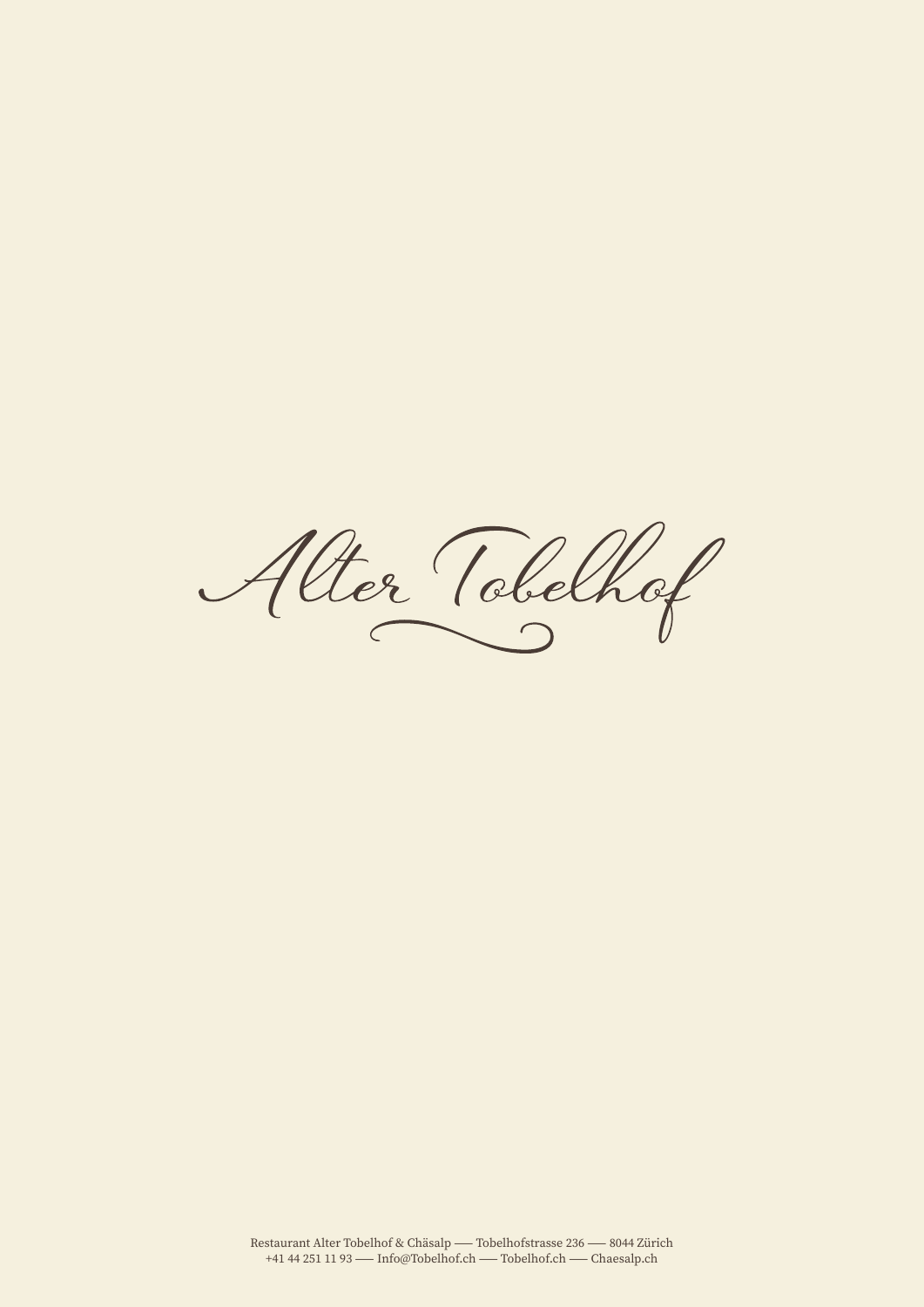# Alter Tobelhof

Restaurant Alter Tobelhof & Chäsalp —— Tobelhofstrasse 236 —— 8044 Zürich
+41 44 251 11 93 —— Info@Tobelhof.ch —— Tobelhof.ch —— Chaesalp.ch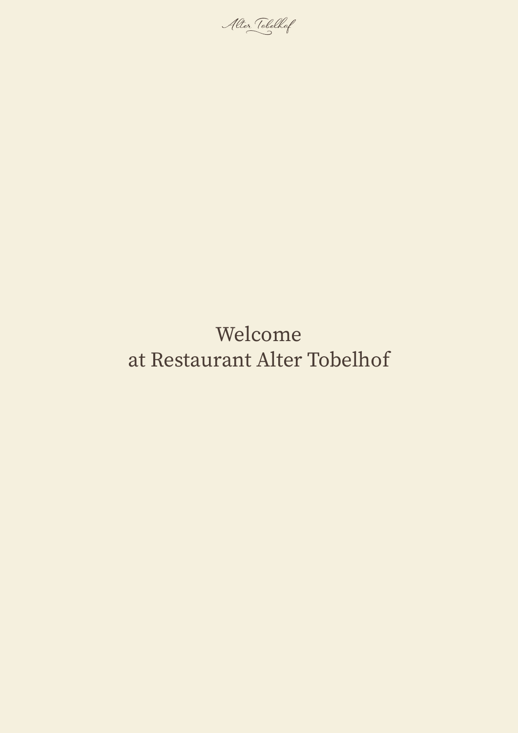Welcome
at Restaurant Alter Tobelhof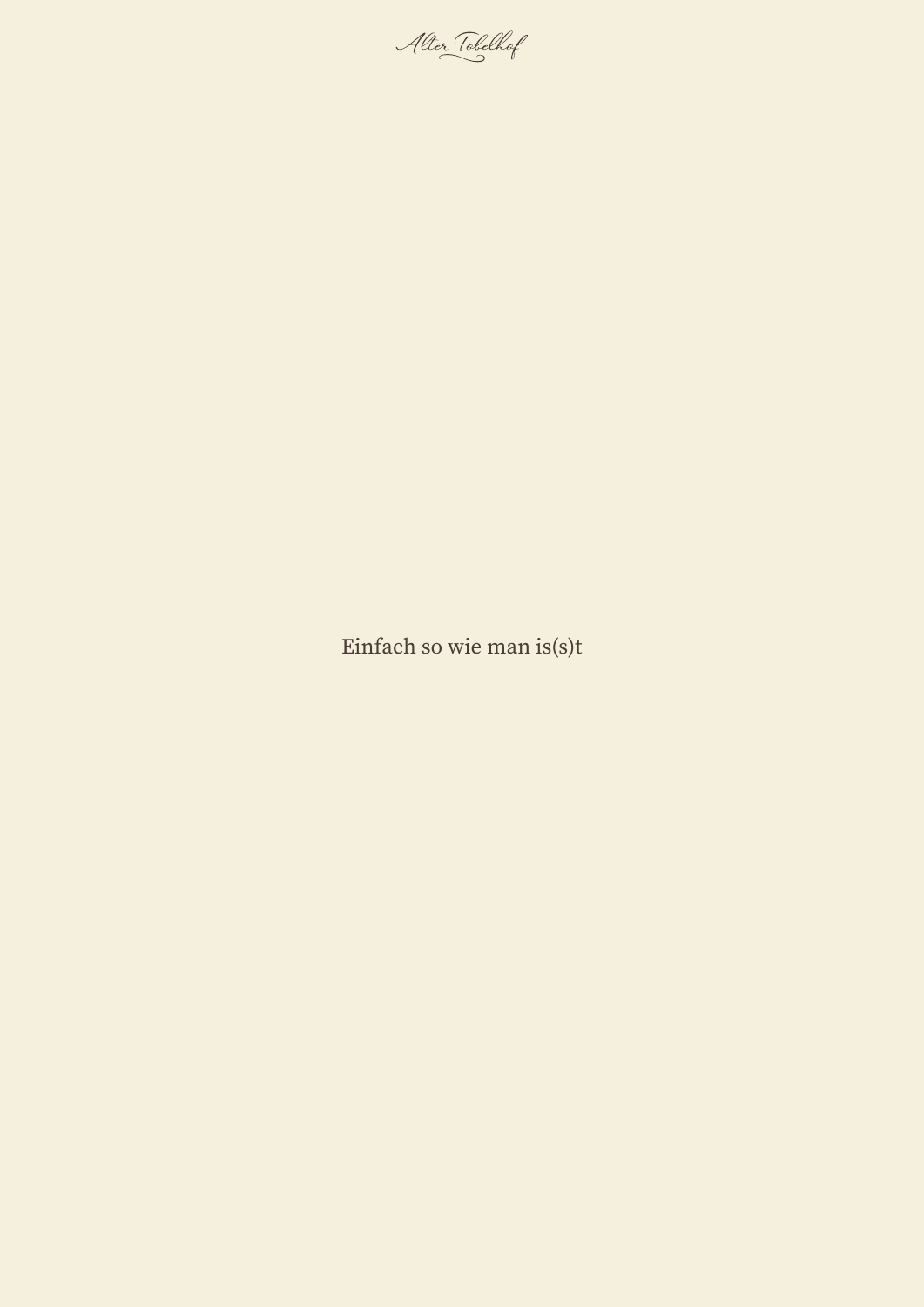Einfach so wie man is(s)t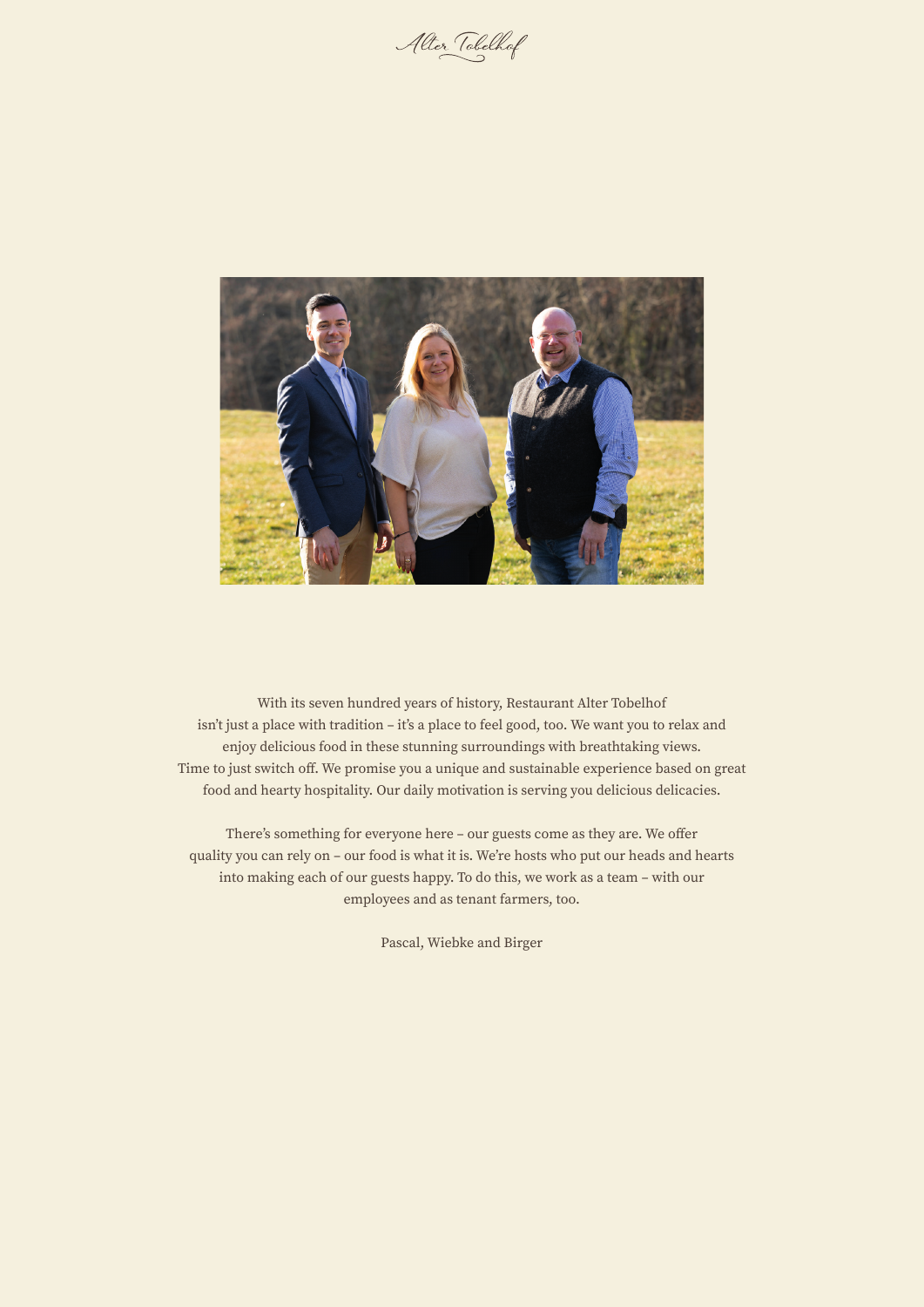*Alter Tobelhof*

With its seven hundred years of history, Restaurant Alter Tobelhof isn't just a place with tradition – it's a place to feel good, too. We want you to relax and enjoy delicious food in these stunning surroundings with breathtaking views. Time to just switch off. We promise you a unique and sustainable experience based on great food and hearty hospitality. Our daily motivation is serving you delicious delicacies.

There's something for everyone here – our guests come as they are. We offer quality you can rely on – our food is what it is. We're hosts who put our heads and hearts into making each of our guests happy. To do this, we work as a team – with our employees and as tenant farmers, too.

Pascal, Wiebke and Birger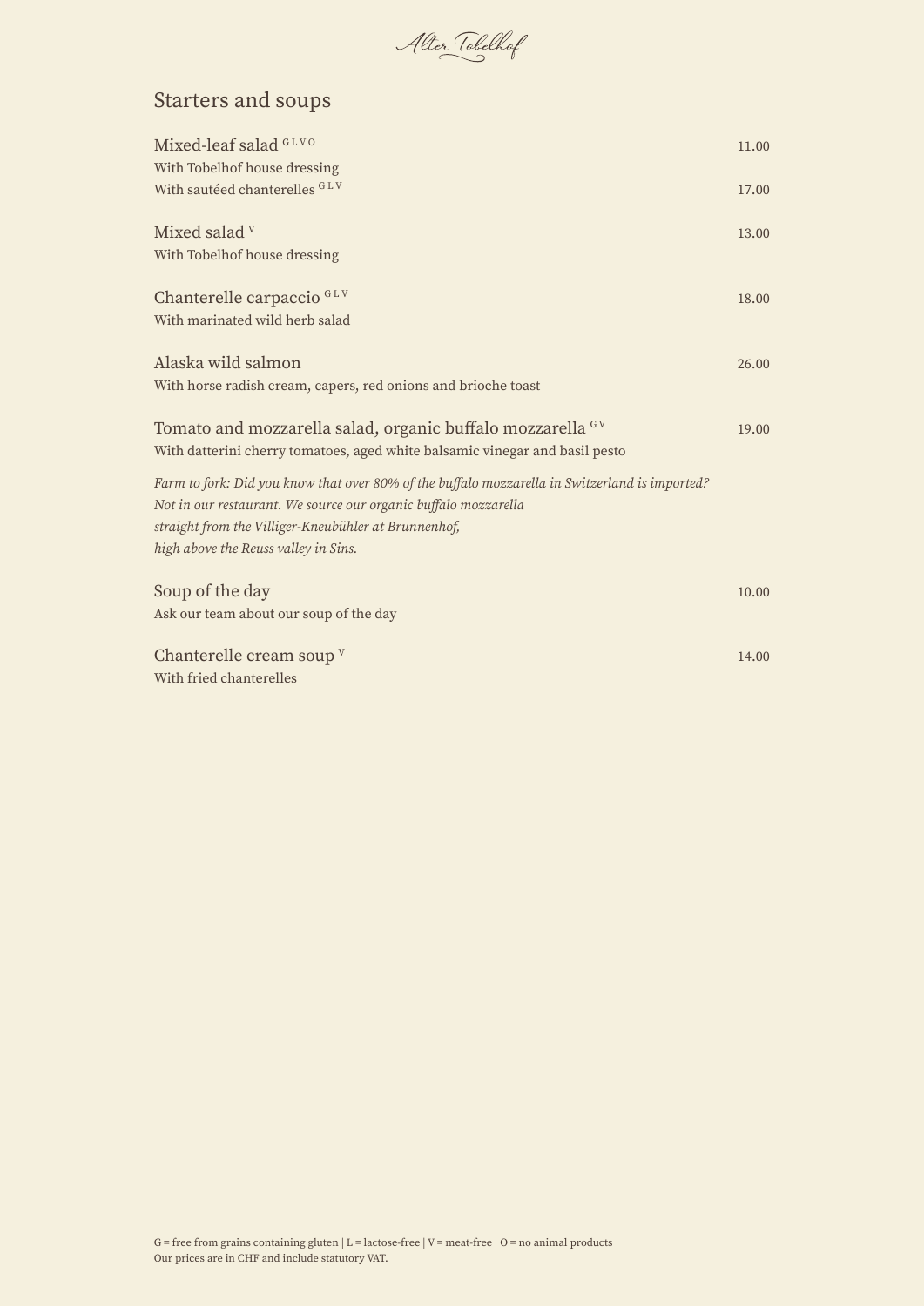Alter Tobelhof

## Starters and soups

| | |
|---|---|
| Mixed-leaf salad G L V O<br>With Tobelhof house dressing | 11.00 |
| With sautéed chanterelles G L V | 17.00 |
| Mixed salad V<br>With Tobelhof house dressing | 13.00 |
| Chanterelle carpaccio G L V<br>With marinated wild herb salad | 18.00 |
| Alaska wild salmon<br>With horse radish cream, capers, red onions and brioche toast | 26.00 |
| Tomato and mozzarella salad, organic buffalo mozzarella G V<br>With datterini cherry tomatoes, aged white balsamic vinegar and basil pesto | 19.00 |

*Farm to fork: Did you know that over 80% of the buffalo mozzarella in Switzerland is imported? Not in our restaurant. We source our organic buffalo mozzarella straight from the Villiger-Kneubühler at Brunnenhof, high above the Reuss valley in Sins.*

| | |
|---|---|
| Soup of the day<br>Ask our team about our soup of the day | 10.00 |
| Chanterelle cream soup V<br>With fried chanterelles | 14.00 |

G = free from grains containing gluten | L = lactose-free | V = meat-free | O = no animal products
Our prices are in CHF and include statutory VAT.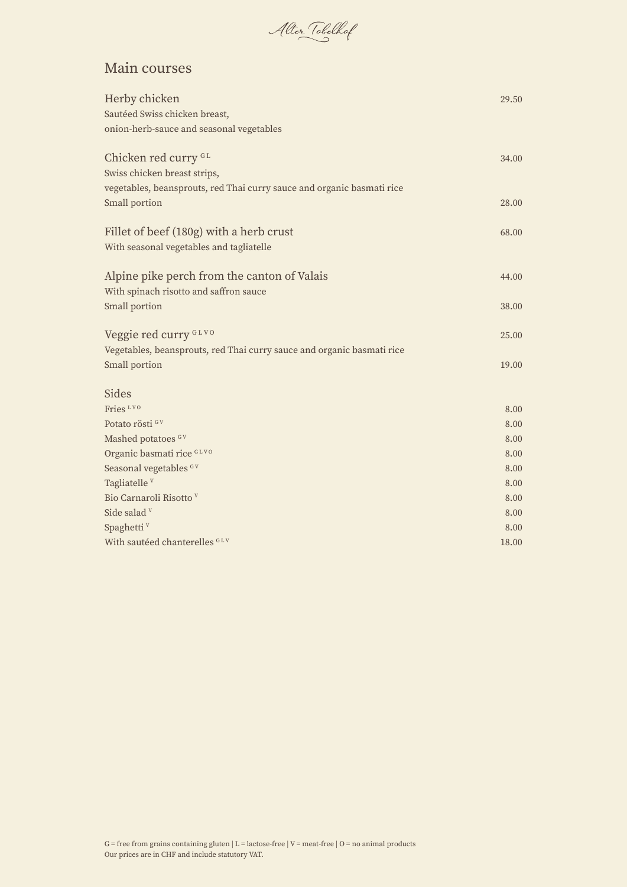Alter Tobelhof

## Main courses

**Herby chicken** — 29.50
Sautéed Swiss chicken breast,
onion-herb-sauce and seasonal vegetables

**Chicken red curry** G L — 34.00
Swiss chicken breast strips,
vegetables, beansprouts, red Thai curry sauce and organic basmati rice
Small portion — 28.00

**Fillet of beef (180g) with a herb crust** — 68.00
With seasonal vegetables and tagliatelle

**Alpine pike perch from the canton of Valais** — 44.00
With spinach risotto and saffron sauce
Small portion — 38.00

**Veggie red curry** G L V O — 25.00
Vegetables, beansprouts, red Thai curry sauce and organic basmati rice
Small portion — 19.00

### Sides

| Item | Price |
| --- | --- |
| Fries L V O | 8.00 |
| Potato rösti G V | 8.00 |
| Mashed potatoes G V | 8.00 |
| Organic basmati rice G L V O | 8.00 |
| Seasonal vegetables G V | 8.00 |
| Tagliatelle V | 8.00 |
| Bio Carnaroli Risotto V | 8.00 |
| Side salad V | 8.00 |
| Spaghetti V | 8.00 |
| With sautéed chanterelles G L V | 18.00 |

G = free from grains containing gluten | L = lactose-free | V = meat-free | O = no animal products
Our prices are in CHF and include statutory VAT.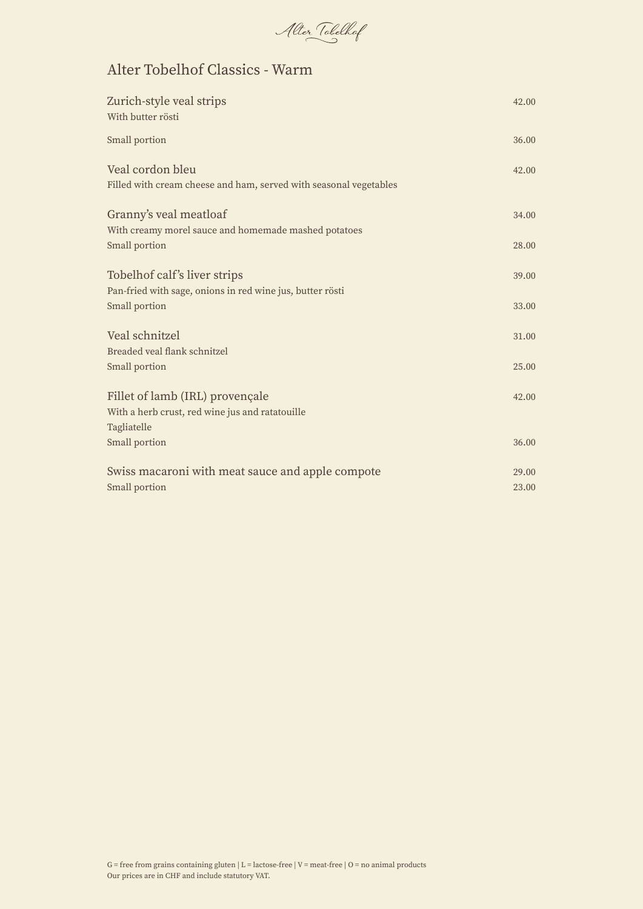Alter Tobelhof

## Alter Tobelhof Classics - Warm

| | |
|---|---|
| Zurich-style veal strips<br>With butter rösti | 42.00 |
| Small portion | 36.00 |
| Veal cordon bleu<br>Filled with cream cheese and ham, served with seasonal vegetables | 42.00 |
| Granny's veal meatloaf<br>With creamy morel sauce and homemade mashed potatoes | 34.00 |
| Small portion | 28.00 |
| Tobelhof calf's liver strips<br>Pan-fried with sage, onions in red wine jus, butter rösti | 39.00 |
| Small portion | 33.00 |
| Veal schnitzel<br>Breaded veal flank schnitzel | 31.00 |
| Small portion | 25.00 |
| Fillet of lamb (IRL) provençale<br>With a herb crust, red wine jus and ratatouille<br>Tagliatelle | 42.00 |
| Small portion | 36.00 |
| Swiss macaroni with meat sauce and apple compote | 29.00 |
| Small portion | 23.00 |

G = free from grains containing gluten | L = lactose-free | V = meat-free | O = no animal products
Our prices are in CHF and include statutory VAT.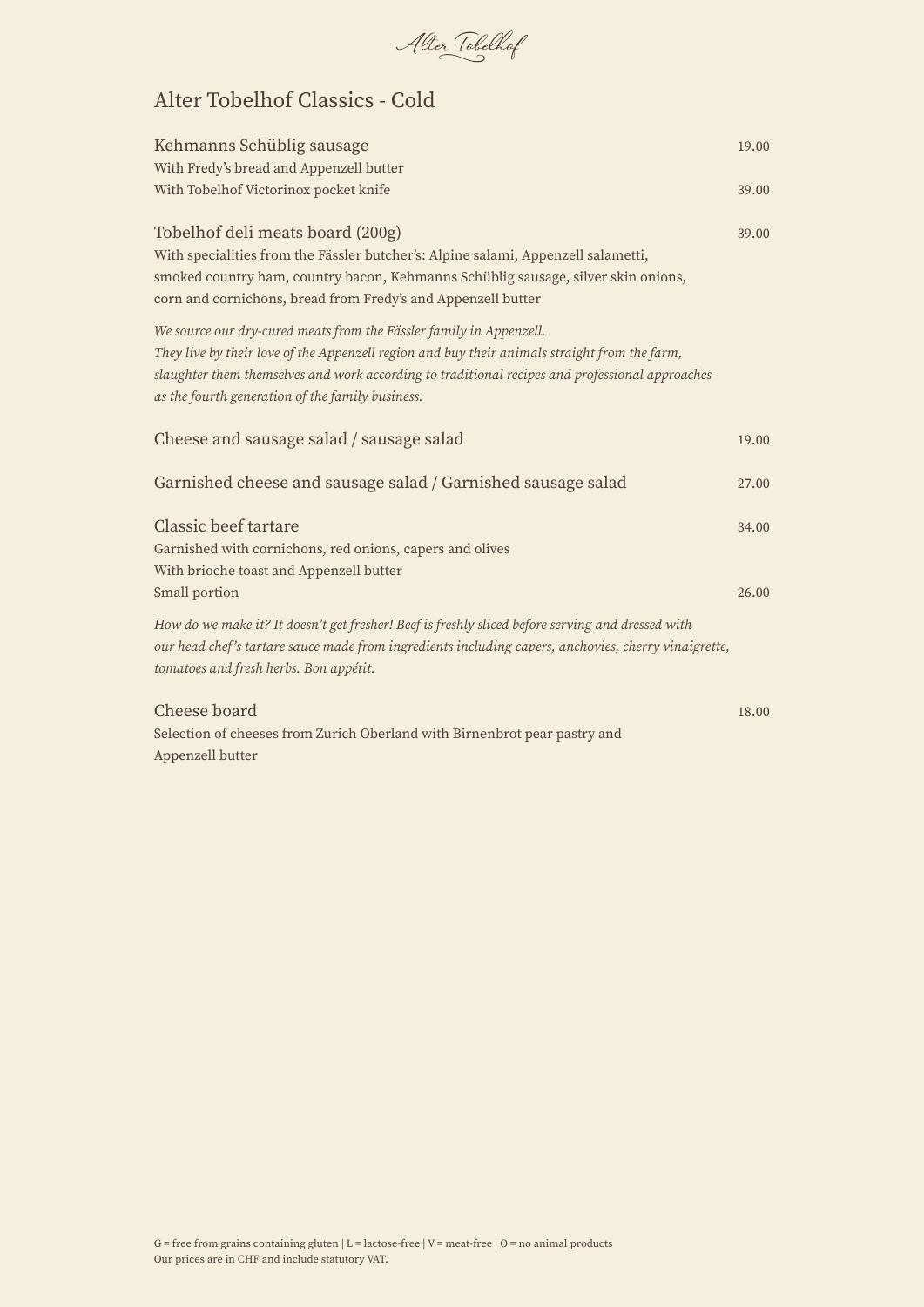Alter Tobelhof

## Alter Tobelhof Classics - Cold

**Kehmanns Schüblig sausage** 19.00
With Fredy's bread and Appenzell butter
With Tobelhof Victorinox pocket knife 39.00

**Tobelhof deli meats board (200g)** 39.00
With specialities from the Fässler butcher's: Alpine salami, Appenzell salametti, smoked country ham, country bacon, Kehmanns Schüblig sausage, silver skin onions, corn and cornichons, bread from Fredy's and Appenzell butter

*We source our dry-cured meats from the Fässler family in Appenzell. They live by their love of the Appenzell region and buy their animals straight from the farm, slaughter them themselves and work according to traditional recipes and professional approaches as the fourth generation of the family business.*

**Cheese and sausage salad / sausage salad** 19.00

**Garnished cheese and sausage salad / Garnished sausage salad** 27.00

**Classic beef tartare** 34.00
Garnished with cornichons, red onions, capers and olives
With brioche toast and Appenzell butter
Small portion 26.00

*How do we make it? It doesn't get fresher! Beef is freshly sliced before serving and dressed with our head chef's tartare sauce made from ingredients including capers, anchovies, cherry vinaigrette, tomatoes and fresh herbs. Bon appétit.*

**Cheese board** 18.00
Selection of cheeses from Zurich Oberland with Birnenbrot pear pastry and Appenzell butter

G = free from grains containing gluten | L = lactose-free | V = meat-free | O = no animal products
Our prices are in CHF and include statutory VAT.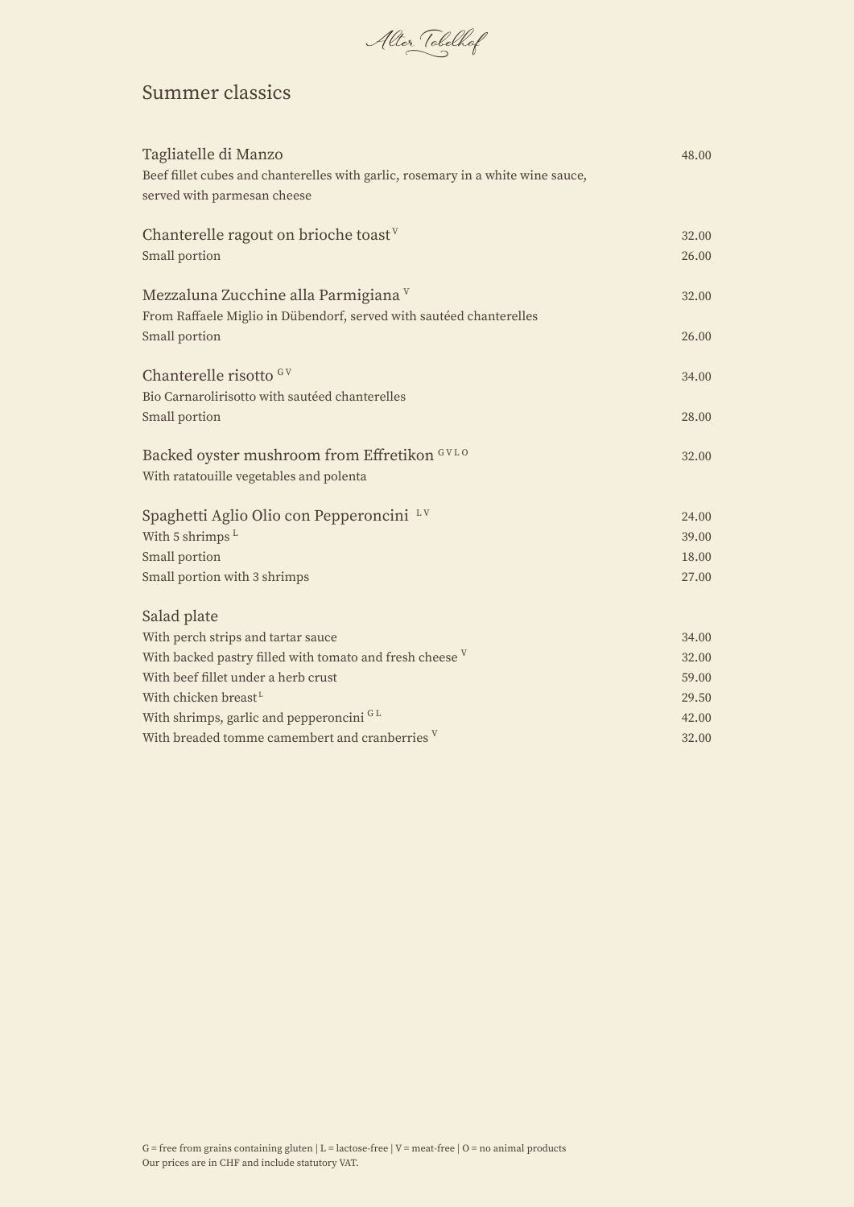Alter Tobelhof

## Summer classics

| | |
|---|---|
| **Tagliatelle di Manzo** | 48.00 |
| Beef fillet cubes and chanterelles with garlic, rosemary in a white wine sauce, served with parmesan cheese | |
| | |
| **Chanterelle ragout on brioche toast** V | 32.00 |
| Small portion | 26.00 |
| | |
| **Mezzaluna Zucchine alla Parmigiana** V | 32.00 |
| From Raffaele Miglio in Dübendorf, served with sautéed chanterelles | |
| Small portion | 26.00 |
| | |
| **Chanterelle risotto** G V | 34.00 |
| Bio Carnarolirisotto with sautéed chanterelles | |
| Small portion | 28.00 |
| | |
| **Backed oyster mushroom from Effretikon** G V L O | 32.00 |
| With ratatouille vegetables and polenta | |
| | |
| **Spaghetti Aglio Olio con Pepperoncini** L V | 24.00 |
| With 5 shrimps L | 39.00 |
| Small portion | 18.00 |
| Small portion with 3 shrimps | 27.00 |
| | |
| **Salad plate** | |
| With perch strips and tartar sauce | 34.00 |
| With backed pastry filled with tomato and fresh cheese V | 32.00 |
| With beef fillet under a herb crust | 59.00 |
| With chicken breast L | 29.50 |
| With shrimps, garlic and pepperoncini G L | 42.00 |
| With breaded tomme camembert and cranberries V | 32.00 |

G = free from grains containing gluten | L = lactose-free | V = meat-free | O = no animal products
Our prices are in CHF and include statutory VAT.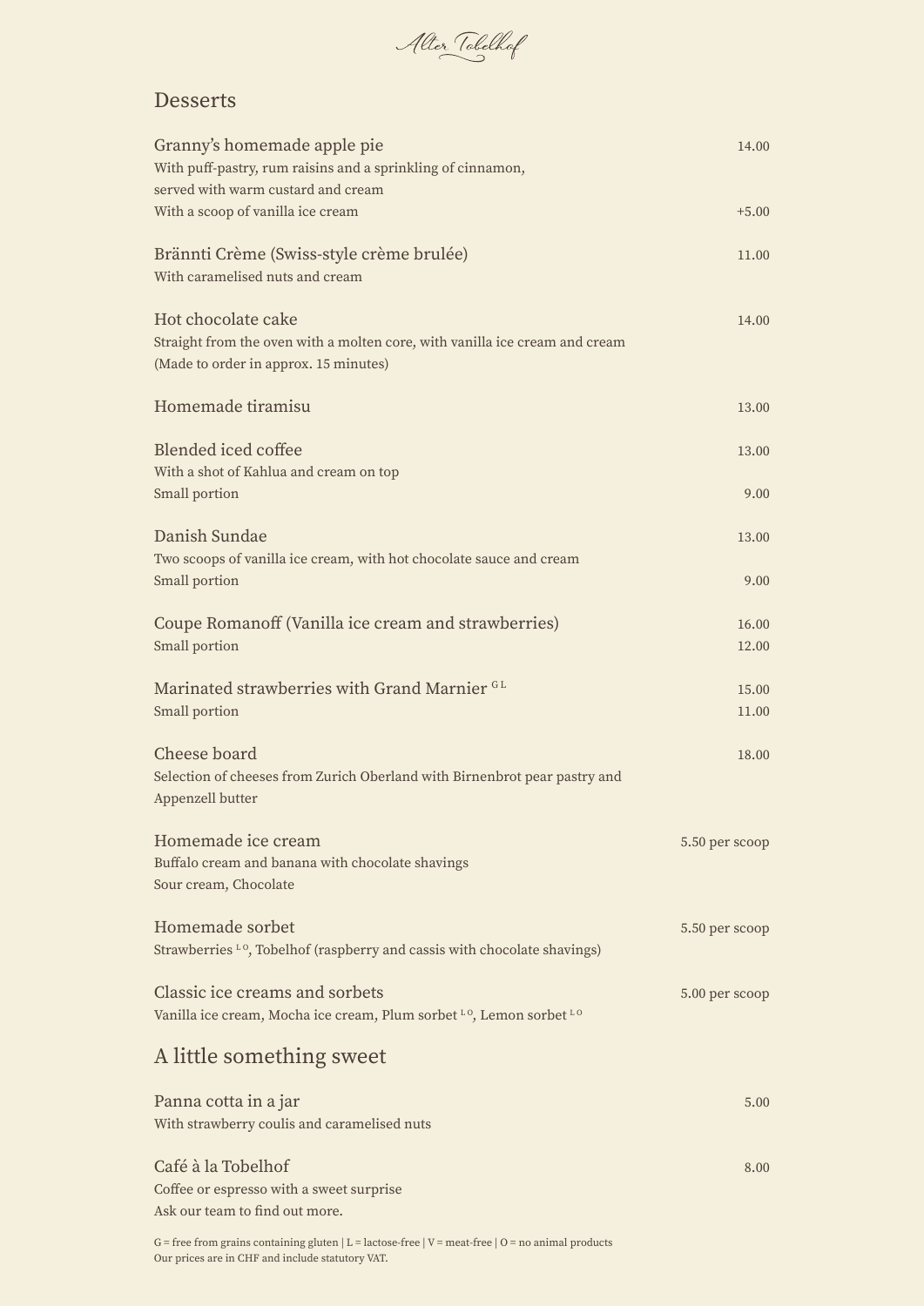Alter Tobelhof

## Desserts

**Granny's homemade apple pie** 14.00
With puff-pastry, rum raisins and a sprinkling of cinnamon,
served with warm custard and cream
With a scoop of vanilla ice cream +5.00

**Brännti Crème (Swiss-style crème brulée)** 11.00
With caramelised nuts and cream

**Hot chocolate cake** 14.00
Straight from the oven with a molten core, with vanilla ice cream and cream
(Made to order in approx. 15 minutes)

**Homemade tiramisu** 13.00

**Blended iced coffee** 13.00
With a shot of Kahlua and cream on top
Small portion 9.00

**Danish Sundae** 13.00
Two scoops of vanilla ice cream, with hot chocolate sauce and cream
Small portion 9.00

**Coupe Romanoff (Vanilla ice cream and strawberries)** 16.00
Small portion 12.00

**Marinated strawberries with Grand Marnier** [G L] 15.00
Small portion 11.00

**Cheese board** 18.00
Selection of cheeses from Zurich Oberland with Birnenbrot pear pastry and Appenzell butter

**Homemade ice cream** 5.50 per scoop
Buffalo cream and banana with chocolate shavings
Sour cream, Chocolate

**Homemade sorbet** 5.50 per scoop
Strawberries [L O], Tobelhof (raspberry and cassis with chocolate shavings)

**Classic ice creams and sorbets** 5.00 per scoop
Vanilla ice cream, Mocha ice cream, Plum sorbet [L O], Lemon sorbet [L O]

## A little something sweet

**Panna cotta in a jar** 5.00
With strawberry coulis and caramelised nuts

**Café à la Tobelhof** 8.00
Coffee or espresso with a sweet surprise
Ask our team to find out more.

G = free from grains containing gluten | L = lactose-free | V = meat-free | O = no animal products
Our prices are in CHF and include statutory VAT.